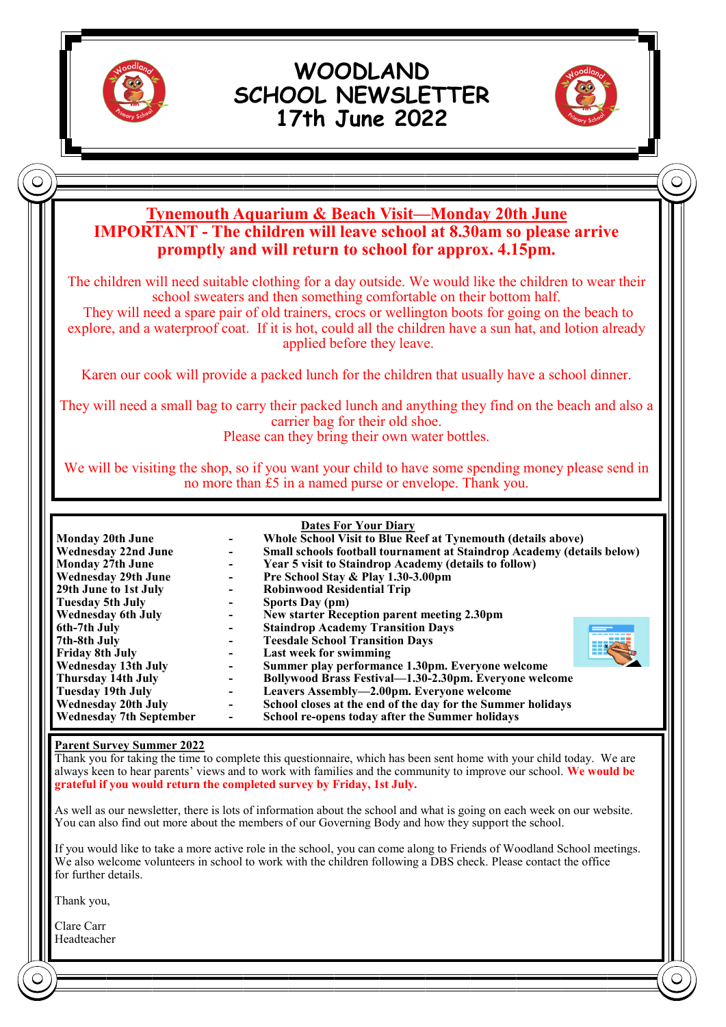# WOODLAND SCHOOL NEWSLETTER 17th June 2022

## Tynemouth Aquarium & Beach Visit—Monday 20th June

**IMPORTANT - The children will leave school at 8.30am so please arrive promptly and will return to school for approx. 4.15pm.**

The children will need suitable clothing for a day outside. We would like the children to wear their school sweaters and then something comfortable on their bottom half.
They will need a spare pair of old trainers, crocs or wellington boots for going on the beach to explore, and a waterproof coat. If it is hot, could all the children have a sun hat, and lotion already applied before they leave.

Karen our cook will provide a packed lunch for the children that usually have a school dinner.

They will need a small bag to carry their packed lunch and anything they find on the beach and also a carrier bag for their old shoe.
Please can they bring their own water bottles.

We will be visiting the shop, so if you want your child to have some spending money please send in no more than £5 in a named purse or envelope. Thank you.

## Dates For Your Diary

| Date | | Event |
|---|---|---|
| **Monday 20th June** | - | **Whole School Visit to Blue Reef at Tynemouth (details above)** |
| **Wednesday 22nd June** | - | **Small schools football tournament at Staindrop Academy (details below)** |
| **Monday 27th June** | - | **Year 5 visit to Staindrop Academy (details to follow)** |
| **Wednesday 29th June** | - | **Pre School Stay & Play 1.30-3.00pm** |
| **29th June to 1st July** | - | **Robinwood Residential Trip** |
| **Tuesday 5th July** | - | **Sports Day (pm)** |
| **Wednesday 6th July** | - | **New starter Reception parent meeting 2.30pm** |
| **6th-7th July** | - | **Staindrop Academy Transition Days** |
| **7th-8th July** | - | **Teesdale School Transition Days** |
| **Friday 8th July** | - | **Last week for swimming** |
| **Wednesday 13th July** | - | **Summer play performance 1.30pm. Everyone welcome** |
| **Thursday 14th July** | - | **Bollywood Brass Festival—1.30-2.30pm. Everyone welcome** |
| **Tuesday 19th July** | - | **Leavers Assembly—2.00pm. Everyone welcome** |
| **Wednesday 20th July** | - | **School closes at the end of the day for the Summer holidays** |
| **Wednesday 7th September** | - | **School re-opens today after the Summer holidays** |

## Parent Survey Summer 2022

Thank you for taking the time to complete this questionnaire, which has been sent home with your child today. We are always keen to hear parents' views and to work with families and the community to improve our school. **We would be grateful if you would return the completed survey by Friday, 1st July.**

As well as our newsletter, there is lots of information about the school and what is going on each week on our website. You can also find out more about the members of our Governing Body and how they support the school.

If you would like to take a more active role in the school, you can come along to Friends of Woodland School meetings. We also welcome volunteers in school to work with the children following a DBS check. Please contact the office for further details.

Thank you,

Clare Carr
Headteacher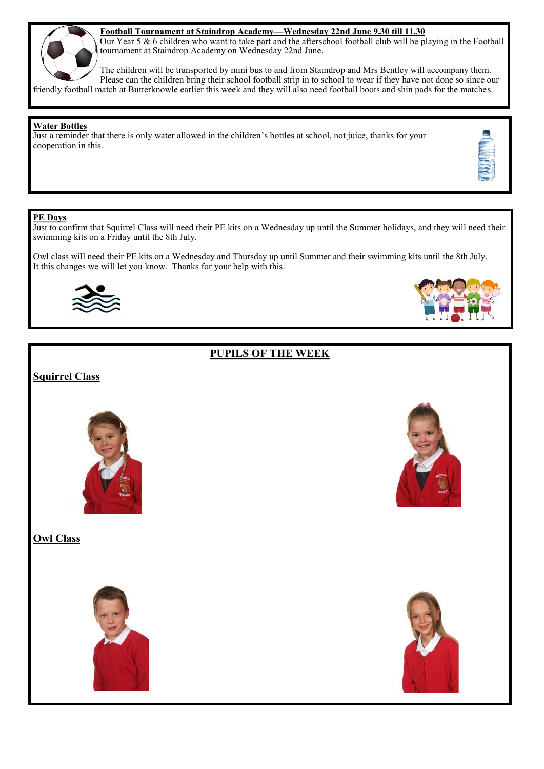## Football Tournament at Staindrop Academy—Wednesday 22nd June 9.30 till 11.30

Our Year 5 & 6 children who want to take part and the afterschool football club will be playing in the Football tournament at Staindrop Academy on Wednesday 22nd June.

The children will be transported by mini bus to and from Staindrop and Mrs Bentley will accompany them. Please can the children bring their school football strip in to school to wear if they have not done so since our friendly football match at Butterknowle earlier this week and they will also need football boots and shin pads for the matches.

## Water Bottles

Just a reminder that there is only water allowed in the children's bottles at school, not juice, thanks for your cooperation in this.

## PE Days

Just to confirm that Squirrel Class will need their PE kits on a Wednesday up until the Summer holidays, and they will need their swimming kits on a Friday until the 8th July.

Owl class will need their PE kits on a Wednesday and Thursday up until Summer and their swimming kits until the 8th July. It this changes we will let you know. Thanks for your help with this.

## PUPILS OF THE WEEK

### Squirrel Class

### Owl Class